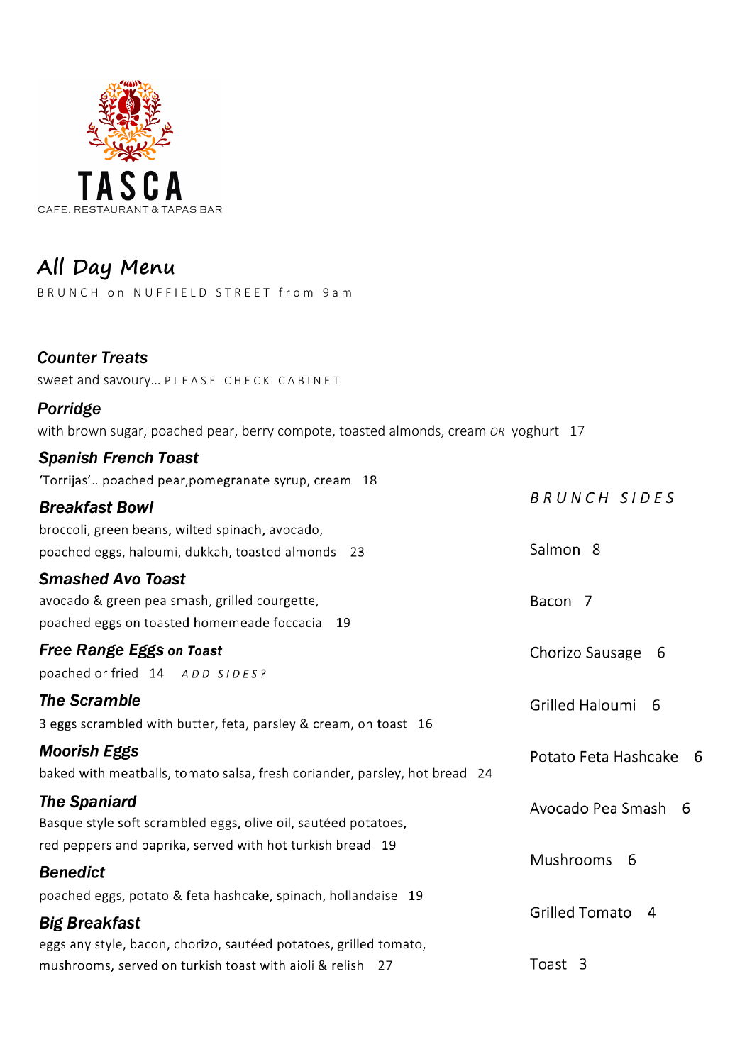# TASCA

CAFE. RESTAURANT & TAPAS BAR

## All Day Menu

BRUNCH on NUFFIELD STREET from 9am

### Counter Treats

sweet and savoury… PLEASE CHECK CABINET

### Porridge

with brown sugar, poached pear, berry compote, toasted almonds, cream *OR* yoghurt 17

### Spanish French Toast

'Torrijas'.. poached pear,pomegranate syrup, cream 18

### Breakfast Bowl

broccoli, green beans, wilted spinach, avocado, poached eggs, haloumi, dukkah, toasted almonds 23

### Smashed Avo Toast

avocado & green pea smash, grilled courgette, poached eggs on toasted homemeade foccacia 19

### Free Range Eggs on Toast

poached or fried 14 *ADD SIDES?*

### The Scramble

3 eggs scrambled with butter, feta, parsley & cream, on toast 16

### Moorish Eggs

baked with meatballs, tomato salsa, fresh coriander, parsley, hot bread 24

### The Spaniard

Basque style soft scrambled eggs, olive oil, sautéed potatoes, red peppers and paprika, served with hot turkish bread 19

### Benedict

poached eggs, potato & feta hashcake, spinach, hollandaise 19

### Big Breakfast

eggs any style, bacon, chorizo, sautéed potatoes, grilled tomato, mushrooms, served on turkish toast with aioli & relish 27

### *BRUNCH SIDES*

Salmon 8

Bacon 7

Chorizo Sausage 6

Grilled Haloumi 6

Potato Feta Hashcake 6

Avocado Pea Smash 6

Mushrooms 6

Grilled Tomato 4

Toast 3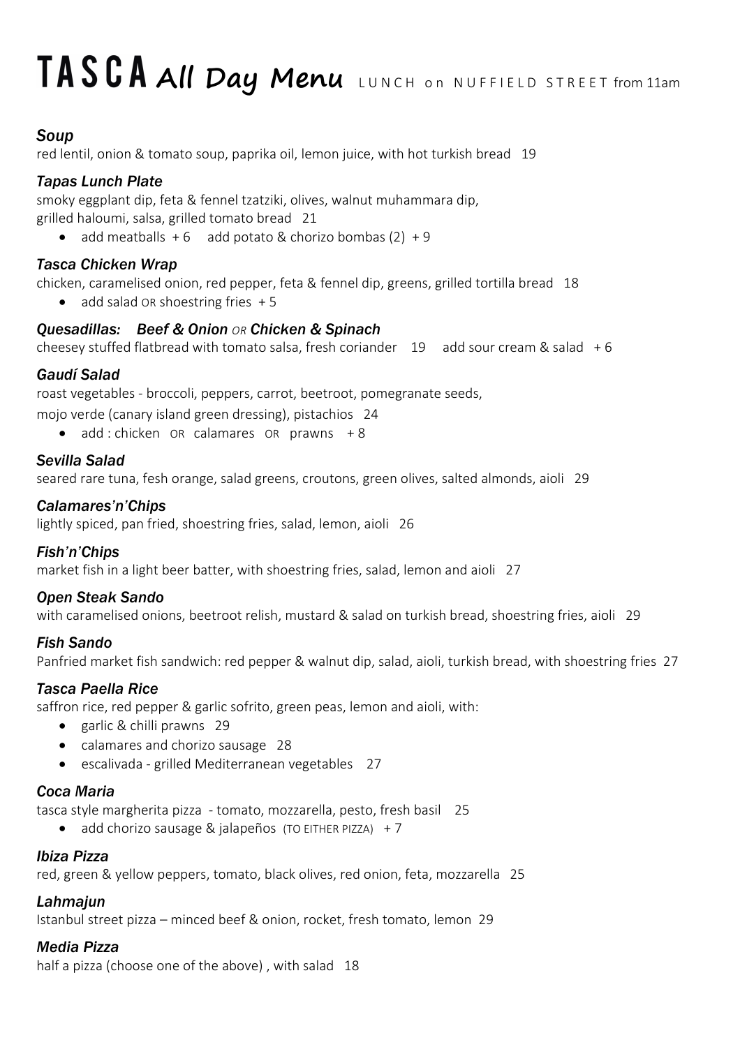# TASCA All Day Menu LUNCH on NUFFIELD STREET from 11am

### *Soup*

red lentil, onion & tomato soup, paprika oil, lemon juice, with hot turkish bread 19

### *Tapas Lunch Plate*

smoky eggplant dip, feta & fennel tzatziki, olives, walnut muhammara dip,
grilled haloumi, salsa, grilled tomato bread 21

- add meatballs + 6 add potato & chorizo bombas (2) + 9

### *Tasca Chicken Wrap*

chicken, caramelised onion, red pepper, feta & fennel dip, greens, grilled tortilla bread 18

- add salad OR shoestring fries + 5

### *Quesadillas: Beef & Onion OR Chicken & Spinach*

cheesey stuffed flatbread with tomato salsa, fresh coriander 19 add sour cream & salad + 6

### *Gaudí Salad*

roast vegetables - broccoli, peppers, carrot, beetroot, pomegranate seeds,
mojo verde (canary island green dressing), pistachios 24

- add : chicken OR calamares OR prawns + 8

### *Sevilla Salad*

seared rare tuna, fesh orange, salad greens, croutons, green olives, salted almonds, aioli 29

### *Calamares'n'Chips*

lightly spiced, pan fried, shoestring fries, salad, lemon, aioli 26

### *Fish'n'Chips*

market fish in a light beer batter, with shoestring fries, salad, lemon and aioli 27

### *Open Steak Sando*

with caramelised onions, beetroot relish, mustard & salad on turkish bread, shoestring fries, aioli 29

### *Fish Sando*

Panfried market fish sandwich: red pepper & walnut dip, salad, aioli, turkish bread, with shoestring fries 27

### *Tasca Paella Rice*

saffron rice, red pepper & garlic sofrito, green peas, lemon and aioli, with:

- garlic & chilli prawns 29
- calamares and chorizo sausage 28
- escalivada - grilled Mediterranean vegetables 27

### *Coca Maria*

tasca style margherita pizza - tomato, mozzarella, pesto, fresh basil 25

- add chorizo sausage & jalapeños (TO EITHER PIZZA) + 7

### *Ibiza Pizza*

red, green & yellow peppers, tomato, black olives, red onion, feta, mozzarella 25

### *Lahmajun*

Istanbul street pizza – minced beef & onion, rocket, fresh tomato, lemon 29

### *Media Pizza*

half a pizza (choose one of the above) , with salad 18